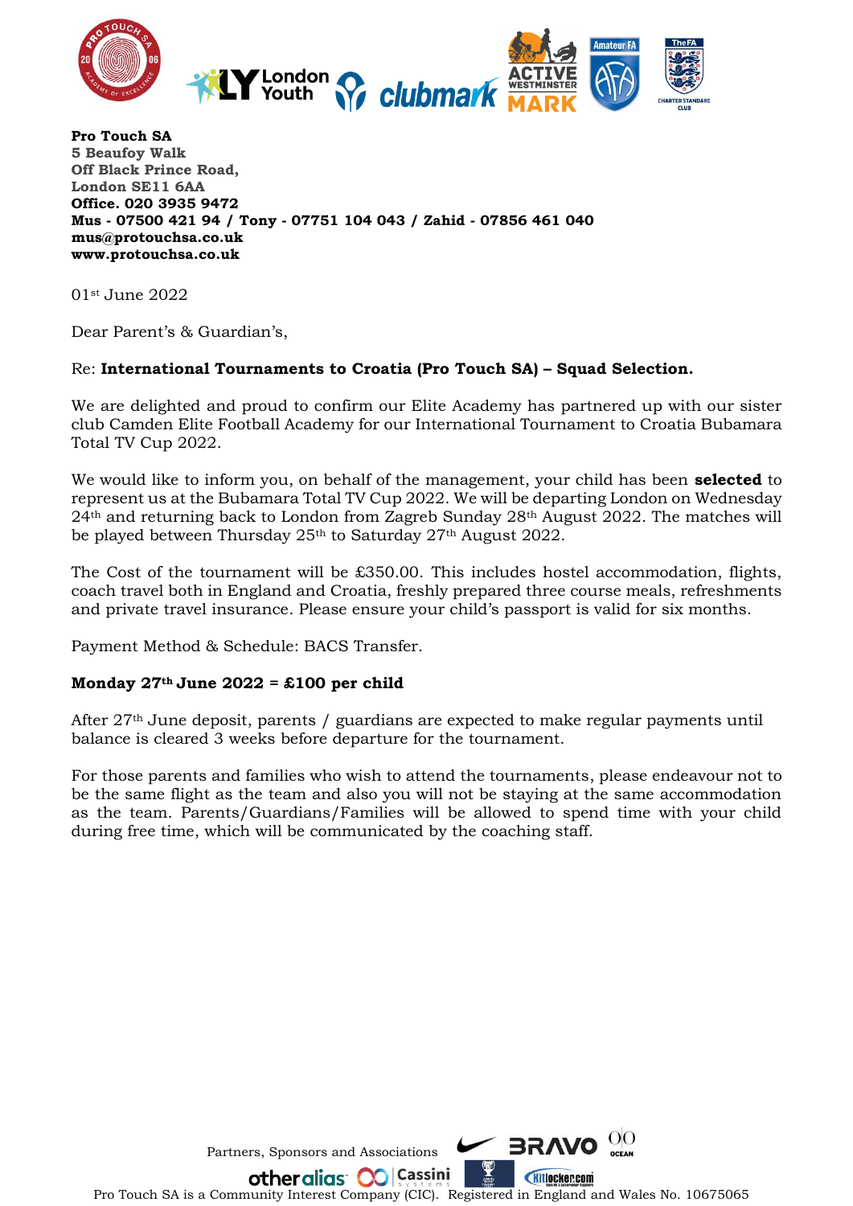**Pro Touch SA**
**5 Beaufoy Walk**
**Off Black Prince Road,**
**London SE11 6AA**
**Office. 020 3935 9472**
**Mus - 07500 421 94 / Tony - 07751 104 043 / Zahid - 07856 461 040**
**mus@protouchsa.co.uk**
**www.protouchsa.co.uk**

01st June 2022

Dear Parent's & Guardian's,

Re: **International Tournaments to Croatia (Pro Touch SA) – Squad Selection.**

We are delighted and proud to confirm our Elite Academy has partnered up with our sister club Camden Elite Football Academy for our International Tournament to Croatia Bubamara Total TV Cup 2022.

We would like to inform you, on behalf of the management, your child has been **selected** to represent us at the Bubamara Total TV Cup 2022. We will be departing London on Wednesday 24th and returning back to London from Zagreb Sunday 28th August 2022. The matches will be played between Thursday 25th to Saturday 27th August 2022.

The Cost of the tournament will be £350.00. This includes hostel accommodation, flights, coach travel both in England and Croatia, freshly prepared three course meals, refreshments and private travel insurance. Please ensure your child's passport is valid for six months.

Payment Method & Schedule: BACS Transfer.

**Monday 27th June 2022 = £100 per child**

After 27th June deposit, parents / guardians are expected to make regular payments until balance is cleared 3 weeks before departure for the tournament.

For those parents and families who wish to attend the tournaments, please endeavour not to be the same flight as the team and also you will not be staying at the same accommodation as the team. Parents/Guardians/Families will be allowed to spend time with your child during free time, which will be communicated by the coaching staff.

Partners, Sponsors and Associations

Pro Touch SA is a Community Interest Company (CIC). Registered in England and Wales No. 10675065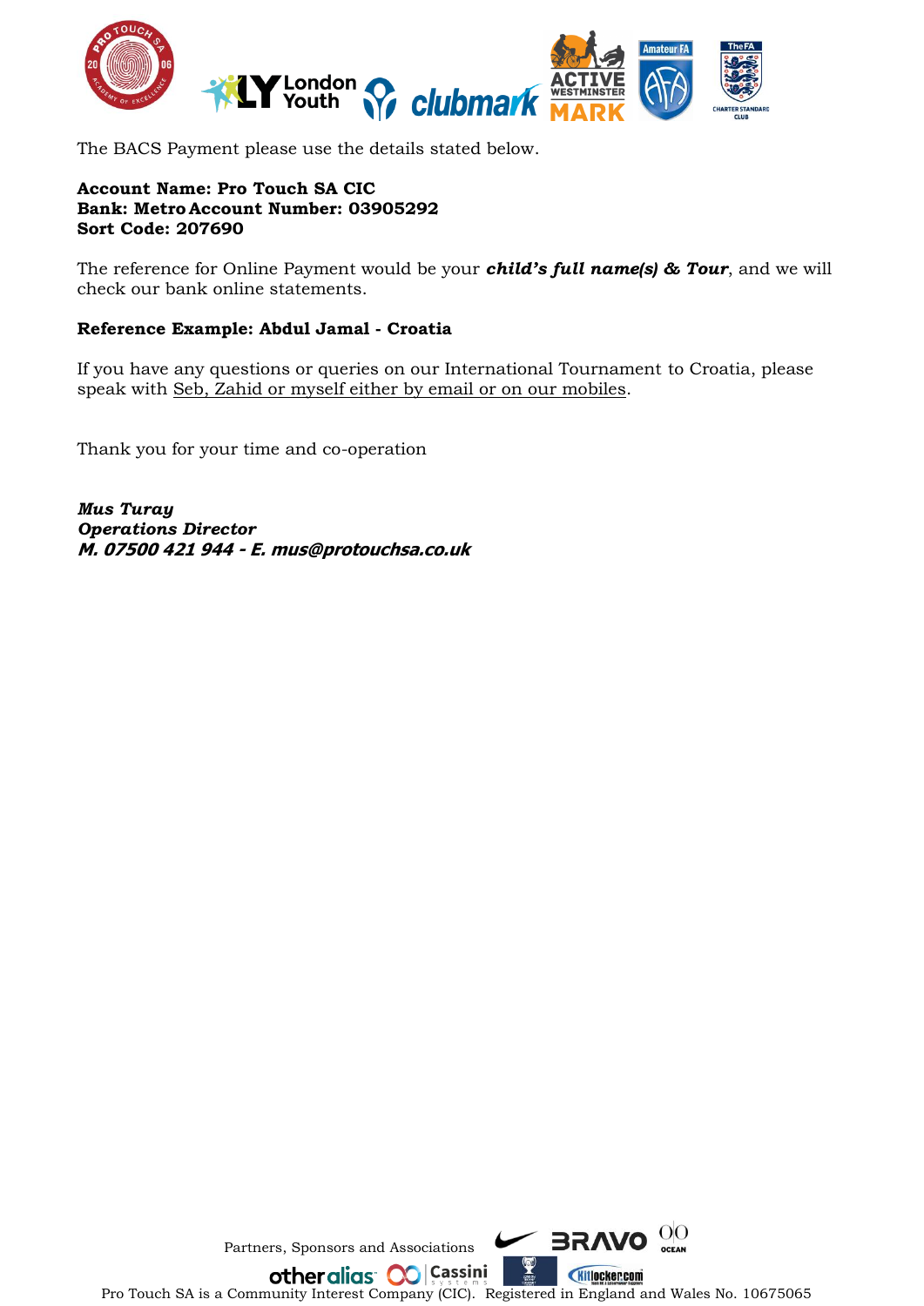The BACS Payment please use the details stated below.

**Account Name: Pro Touch SA CIC**
**Bank: Metro Account Number: 03905292**
**Sort Code: 207690**

The reference for Online Payment would be your ***child's full name(s) & Tour***, and we will check our bank online statements.

**Reference Example: Abdul Jamal - Croatia**

If you have any questions or queries on our International Tournament to Croatia, please speak with Seb, Zahid or myself either by email or on our mobiles.

Thank you for your time and co-operation

***Mus Turay***
***Operations Director***
***M. 07500 421 944 - E. mus@protouchsa.co.uk***

Partners, Sponsors and Associations

Pro Touch SA is a Community Interest Company (CIC). Registered in England and Wales No. 10675065